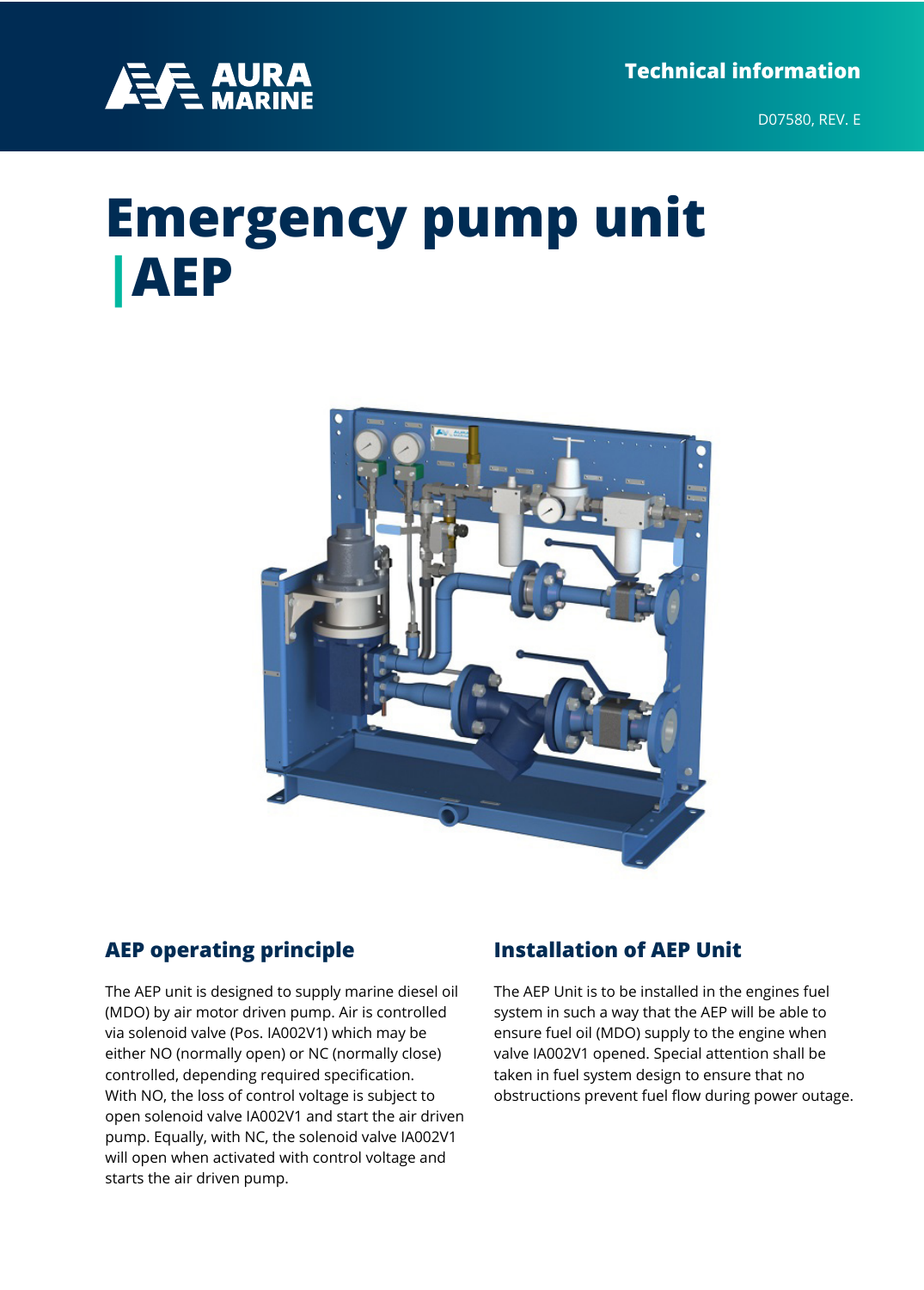Technical information

D07580, REV. E

# Emergency pump unit AEP

## AEP operating principle

The AEP unit is designed to supply marine diesel oil (MDO) by air motor driven pump. Air is controlled via solenoid valve (Pos. IA002V1) which may be either NO (normally open) or NC (normally close) controlled, depending required specification.
With NO, the loss of control voltage is subject to open solenoid valve IA002V1 and start the air driven pump. Equally, with NC, the solenoid valve IA002V1 will open when activated with control voltage and starts the air driven pump.

## Installation of AEP Unit

The AEP Unit is to be installed in the engines fuel system in such a way that the AEP will be able to ensure fuel oil (MDO) supply to the engine when valve IA002V1 opened. Special attention shall be taken in fuel system design to ensure that no obstructions prevent fuel flow during power outage.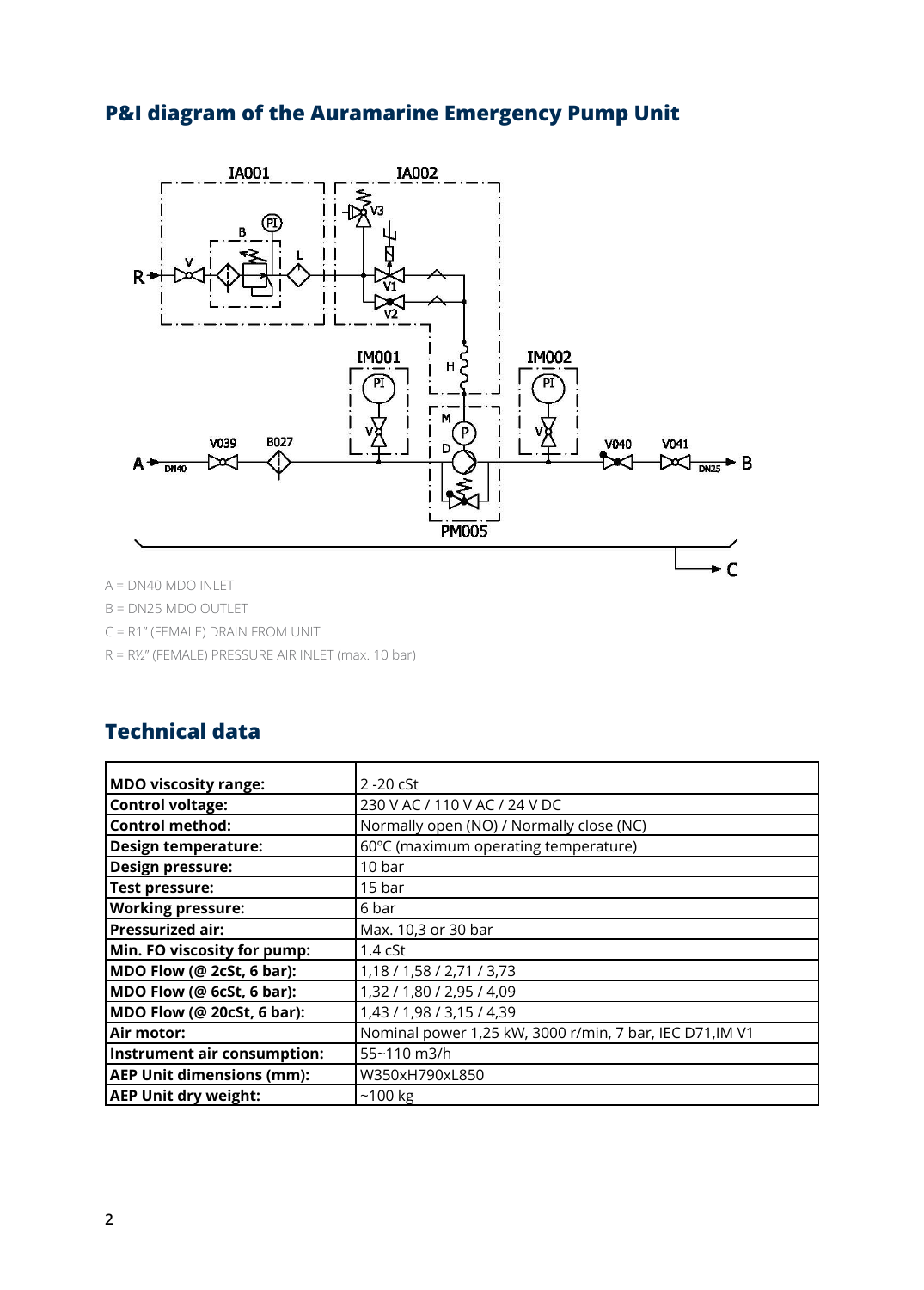## P&I diagram of the Auramarine Emergency Pump Unit

A = DN40 MDO INLET

B = DN25 MDO OUTLET

C = R1" (FEMALE) DRAIN FROM UNIT

R = R½" (FEMALE) PRESSURE AIR INLET (max. 10 bar)

## Technical data

| | |
|---|---|
| **MDO viscosity range:** | 2 -20 cSt |
| **Control voltage:** | 230 V AC / 110 V AC / 24 V DC |
| **Control method:** | Normally open (NO) / Normally close (NC) |
| **Design temperature:** | 60ºC (maximum operating temperature) |
| **Design pressure:** | 10 bar |
| **Test pressure:** | 15 bar |
| **Working pressure:** | 6 bar |
| **Pressurized air:** | Max. 10,3 or 30 bar |
| **Min. FO viscosity for pump:** | 1.4 cSt |
| **MDO Flow (@ 2cSt, 6 bar):** | 1,18 / 1,58 / 2,71 / 3,73 |
| **MDO Flow (@ 6cSt, 6 bar):** | 1,32 / 1,80 / 2,95 / 4,09 |
| **MDO Flow (@ 20cSt, 6 bar):** | 1,43 / 1,98 / 3,15 / 4,39 |
| **Air motor:** | Nominal power 1,25 kW, 3000 r/min, 7 bar, IEC D71,IM V1 |
| **Instrument air consumption:** | 55~110 m3/h |
| **AEP Unit dimensions (mm):** | W350xH790xL850 |
| **AEP Unit dry weight:** | ~100 kg |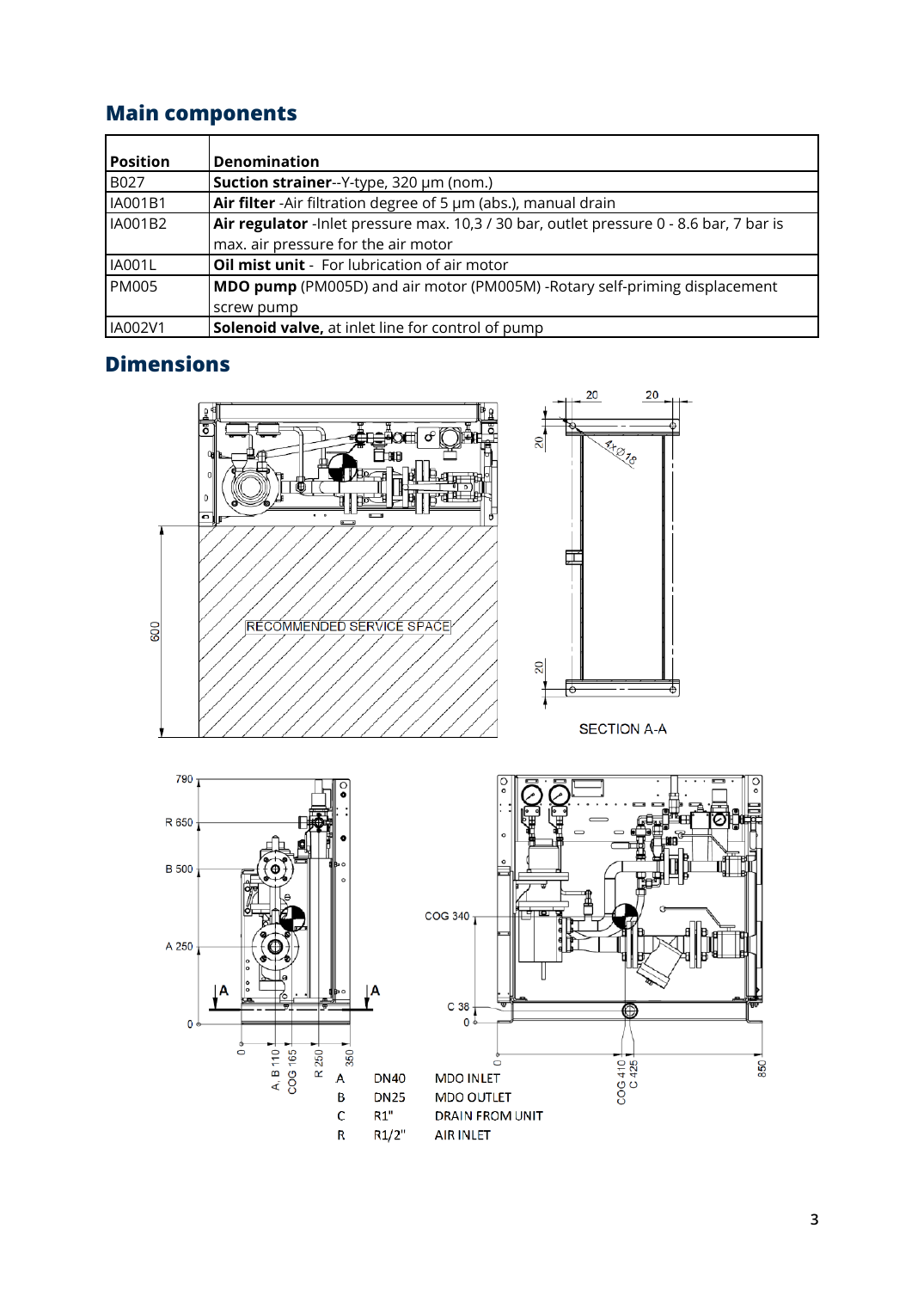## Main components

| Position | Denomination |
|---|---|
| B027 | **Suction strainer**--Y-type, 320 µm (nom.) |
| IA001B1 | **Air filter** -Air filtration degree of 5 µm (abs.), manual drain |
| IA001B2 | **Air regulator** -Inlet pressure max. 10,3 / 30 bar, outlet pressure 0 - 8.6 bar, 7 bar is max. air pressure for the air motor |
| IA001L | **Oil mist unit** - For lubrication of air motor |
| PM005 | **MDO pump** (PM005D) and air motor (PM005M) -Rotary self-priming displacement screw pump |
| IA002V1 | **Solenoid valve,** at inlet line for control of pump |

## Dimensions

RECOMMENDED SERVICE SPACE

600

SECTION A-A

20 20 20 20 4xØ18

790, R 650, B 500, A 250, 0

0, A, B 110, COG 165, R 250, 350

COG 340, C 38, 0

0, COG 410, C 425, 850

| | | |
|---|---|---|
| A | DN40 | MDO INLET |
| B | DN25 | MDO OUTLET |
| C | R1" | DRAIN FROM UNIT |
| R | R1/2" | AIR INLET |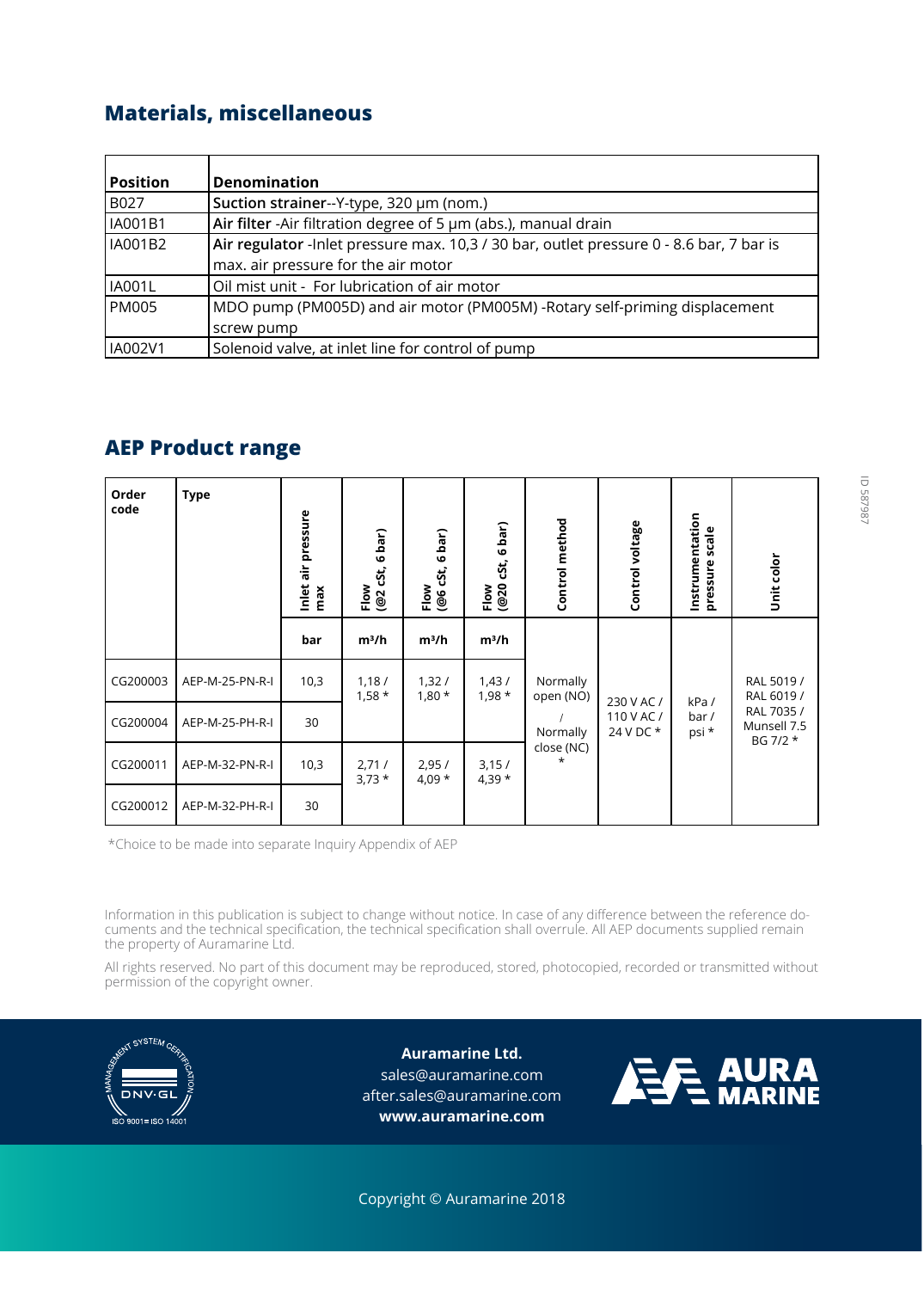## Materials, miscellaneous

| Position | Denomination |
|---|---|
| B027 | **Suction strainer**--Y-type, 320 µm (nom.) |
| IA001B1 | **Air filter** -Air filtration degree of 5 µm (abs.), manual drain |
| IA001B2 | **Air regulator** -Inlet pressure max. 10,3 / 30 bar, outlet pressure 0 - 8.6 bar, 7 bar is max. air pressure for the air motor |
| IA001L | Oil mist unit - For lubrication of air motor |
| PM005 | MDO pump (PM005D) and air motor (PM005M) -Rotary self-priming displacement screw pump |
| IA002V1 | Solenoid valve, at inlet line for control of pump |

## AEP Product range

| Order code | Type | Inlet air pressure max | Flow (@2 cSt, 6 bar) | Flow (@6 cSt, 6 bar) | Flow (@20 cSt, 6 bar) | Control method | Control voltage | Instrumentation pressure scale | Unit color |
|---|---|---|---|---|---|---|---|---|---|
| | | bar | m³/h | m³/h | m³/h | | | | |
| CG200003 | AEP-M-25-PN-R-I | 10,3 | 1,18 / 1,58 * | 1,32 / 1,80 * | 1,43 / 1,98 * | Normally open (NO) / Normally close (NC) * | 230 V AC / 110 V AC / 24 V DC * | kPa / bar / psi * | RAL 5019 / RAL 6019 / RAL 7035 / Munsell 7.5 BG 7/2 * |
| CG200004 | AEP-M-25-PH-R-I | 30 | | | | | | | |
| CG200011 | AEP-M-32-PN-R-I | 10,3 | 2,71 / 3,73 * | 2,95 / 4,09 * | 3,15 / 4,39 * | | | | |
| CG200012 | AEP-M-32-PH-R-I | 30 | | | | | | | |

*Choice to be made into separate Inquiry Appendix of AEP

Information in this publication is subject to change without notice. In case of any difference between the reference documents and the technical specification, the technical specification shall overrule. All AEP documents supplied remain the property of Auramarine Ltd.

All rights reserved. No part of this document may be reproduced, stored, photocopied, recorded or transmitted without permission of the copyright owner.

**Auramarine Ltd.**
sales@auramarine.com
after.sales@auramarine.com
**www.auramarine.com**

Copyright © Auramarine 2018